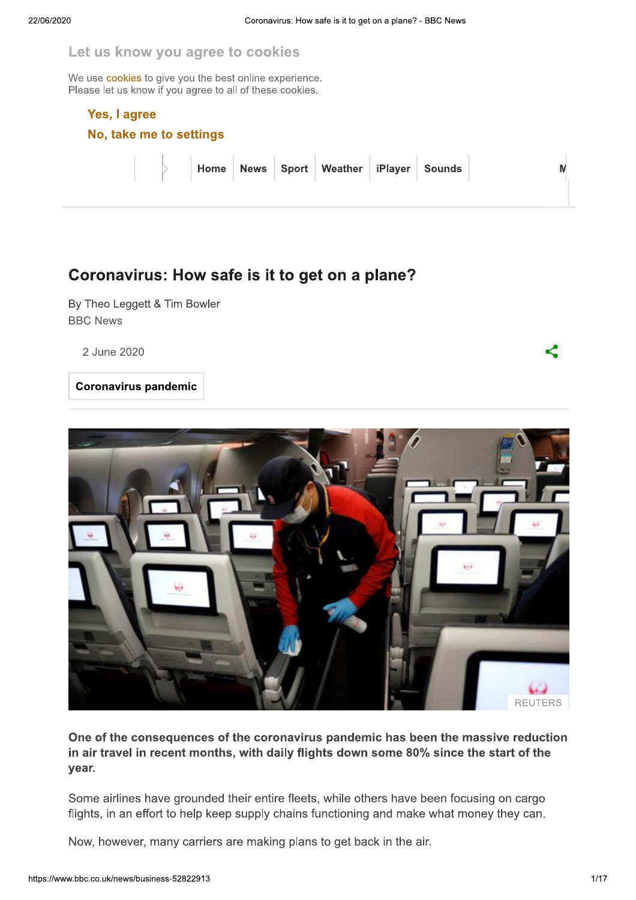Let us know you agree to cookies

We use cookies to give you the best online experience.
Please let us know if you agree to all of these cookies.

**Yes, I agree**

**No, take me to settings**

Home | News | Sport | Weather | iPlayer | Sounds

# Coronavirus: How safe is it to get on a plane?

By Theo Leggett & Tim Bowler
BBC News

2 June 2020

**Coronavirus pandemic**

REUTERS

**One of the consequences of the coronavirus pandemic has been the massive reduction in air travel in recent months, with daily flights down some 80% since the start of the year.**

Some airlines have grounded their entire fleets, while others have been focusing on cargo flights, in an effort to help keep supply chains functioning and make what money they can.

Now, however, many carriers are making plans to get back in the air.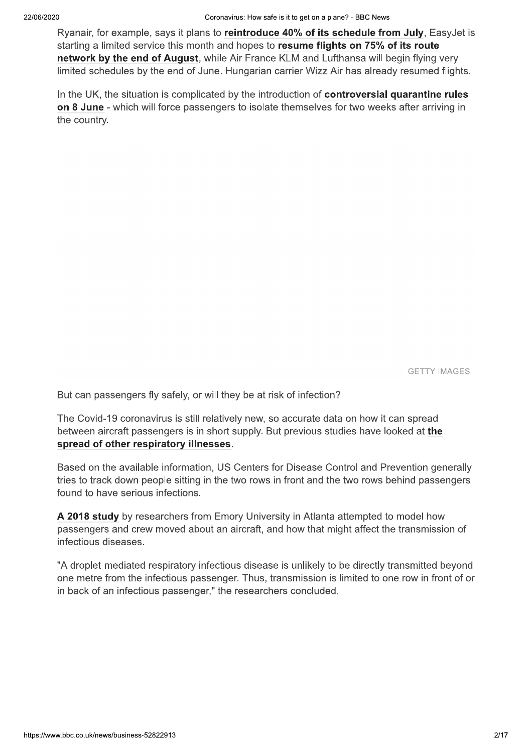Ryanair, for example, says it plans to **reintroduce 40% of its schedule from July**, EasyJet is starting a limited service this month and hopes to **resume flights on 75% of its route network by the end of August**, while Air France KLM and Lufthansa will begin flying very limited schedules by the end of June. Hungarian carrier Wizz Air has already resumed flights.

In the UK, the situation is complicated by the introduction of **controversial quarantine rules on 8 June** - which will force passengers to isolate themselves for two weeks after arriving in the country.

GETTY IMAGES

But can passengers fly safely, or will they be at risk of infection?

The Covid-19 coronavirus is still relatively new, so accurate data on how it can spread between aircraft passengers is in short supply. But previous studies have looked at **the spread of other respiratory illnesses**.

Based on the available information, US Centers for Disease Control and Prevention generally tries to track down people sitting in the two rows in front and the two rows behind passengers found to have serious infections.

**A 2018 study** by researchers from Emory University in Atlanta attempted to model how passengers and crew moved about an aircraft, and how that might affect the transmission of infectious diseases.

"A droplet-mediated respiratory infectious disease is unlikely to be directly transmitted beyond one metre from the infectious passenger. Thus, transmission is limited to one row in front of or in back of an infectious passenger," the researchers concluded.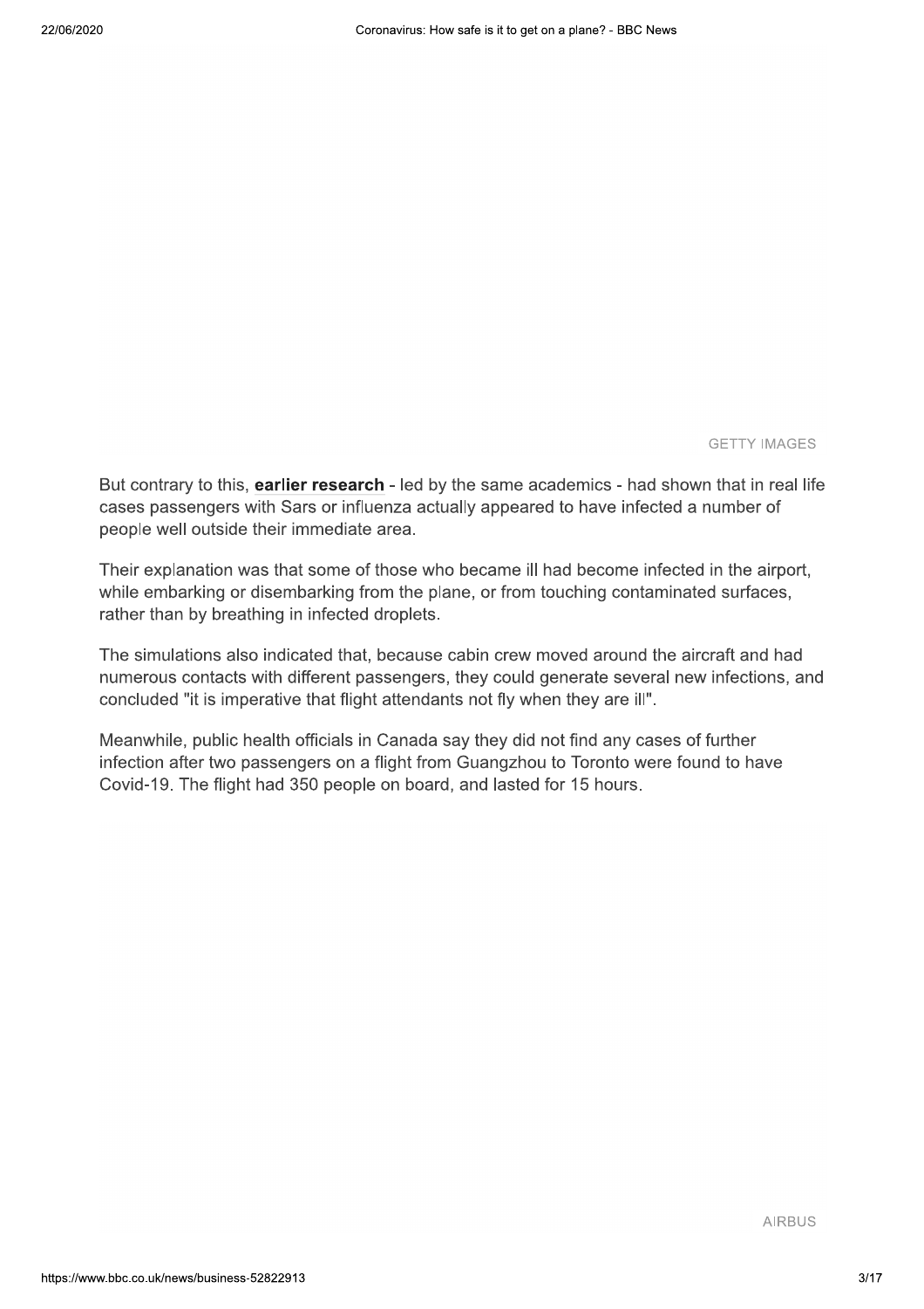GETTY IMAGES

But contrary to this, **earlier research** - led by the same academics - had shown that in real life cases passengers with Sars or influenza actually appeared to have infected a number of people well outside their immediate area.

Their explanation was that some of those who became ill had become infected in the airport, while embarking or disembarking from the plane, or from touching contaminated surfaces, rather than by breathing in infected droplets.

The simulations also indicated that, because cabin crew moved around the aircraft and had numerous contacts with different passengers, they could generate several new infections, and concluded "it is imperative that flight attendants not fly when they are ill".

Meanwhile, public health officials in Canada say they did not find any cases of further infection after two passengers on a flight from Guangzhou to Toronto were found to have Covid-19. The flight had 350 people on board, and lasted for 15 hours.

AIRBUS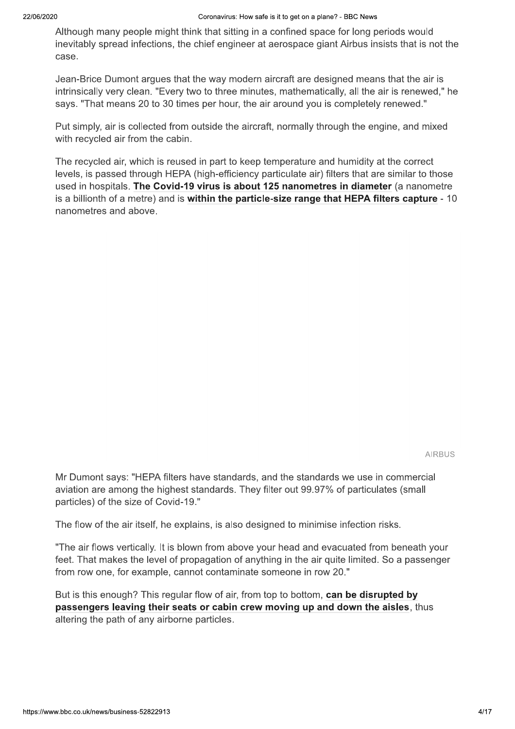Although many people might think that sitting in a confined space for long periods would inevitably spread infections, the chief engineer at aerospace giant Airbus insists that is not the case.

Jean-Brice Dumont argues that the way modern aircraft are designed means that the air is intrinsically very clean. "Every two to three minutes, mathematically, all the air is renewed," he says. "That means 20 to 30 times per hour, the air around you is completely renewed."

Put simply, air is collected from outside the aircraft, normally through the engine, and mixed with recycled air from the cabin.

The recycled air, which is reused in part to keep temperature and humidity at the correct levels, is passed through HEPA (high-efficiency particulate air) filters that are similar to those used in hospitals. **The Covid-19 virus is about 125 nanometres in diameter** (a nanometre is a billionth of a metre) and is **within the particle-size range that HEPA filters capture** - 10 nanometres and above.

AIRBUS

Mr Dumont says: "HEPA filters have standards, and the standards we use in commercial aviation are among the highest standards. They filter out 99.97% of particulates (small particles) of the size of Covid-19."

The flow of the air itself, he explains, is also designed to minimise infection risks.

"The air flows vertically. It is blown from above your head and evacuated from beneath your feet. That makes the level of propagation of anything in the air quite limited. So a passenger from row one, for example, cannot contaminate someone in row 20."

But is this enough? This regular flow of air, from top to bottom, **can be disrupted by passengers leaving their seats or cabin crew moving up and down the aisles**, thus altering the path of any airborne particles.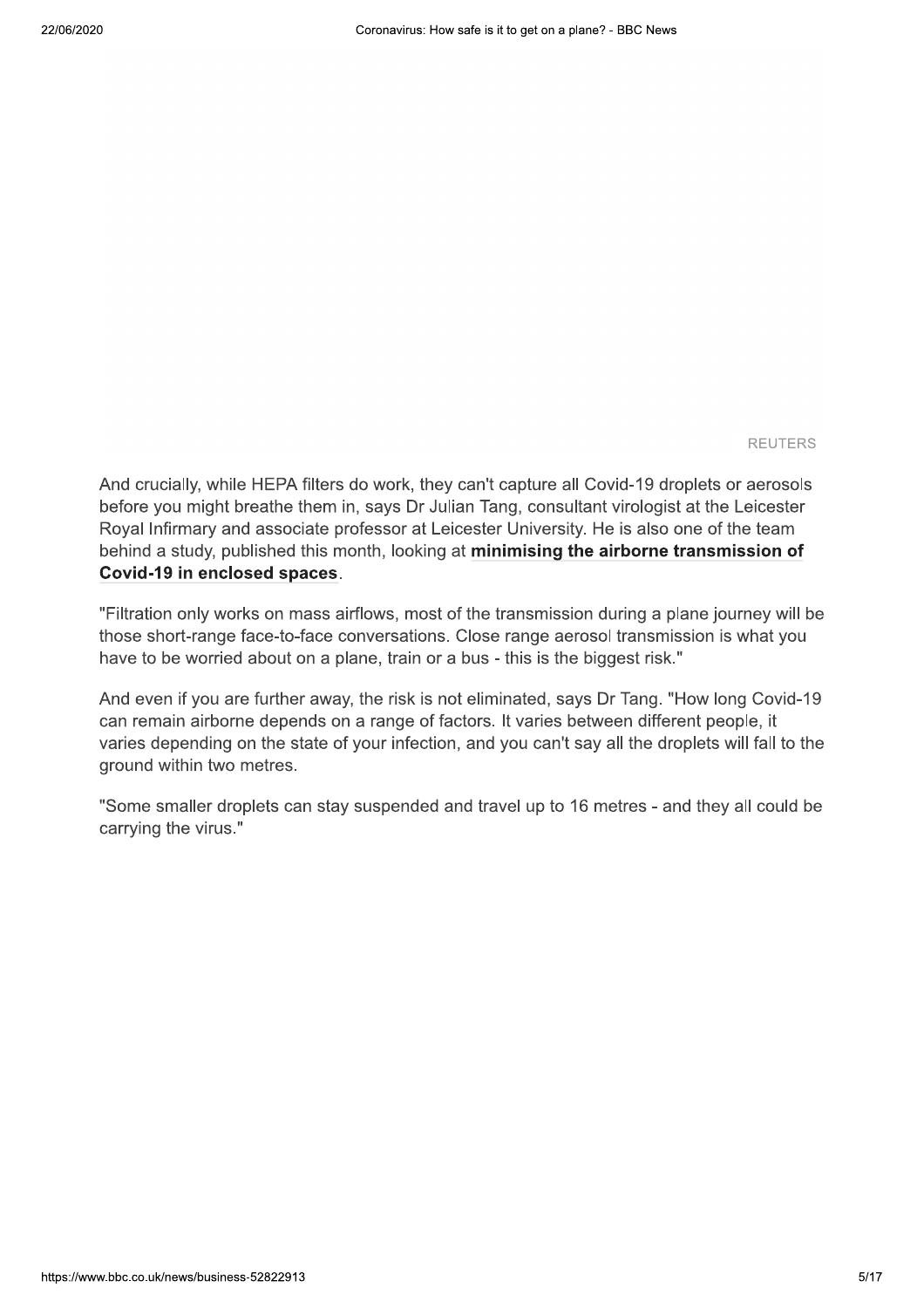REUTERS

And crucially, while HEPA filters do work, they can't capture all Covid-19 droplets or aerosols before you might breathe them in, says Dr Julian Tang, consultant virologist at the Leicester Royal Infirmary and associate professor at Leicester University. He is also one of the team behind a study, published this month, looking at **minimising the airborne transmission of Covid-19 in enclosed spaces**.

"Filtration only works on mass airflows, most of the transmission during a plane journey will be those short-range face-to-face conversations. Close range aerosol transmission is what you have to be worried about on a plane, train or a bus - this is the biggest risk."

And even if you are further away, the risk is not eliminated, says Dr Tang. "How long Covid-19 can remain airborne depends on a range of factors. It varies between different people, it varies depending on the state of your infection, and you can't say all the droplets will fall to the ground within two metres.

"Some smaller droplets can stay suspended and travel up to 16 metres - and they all could be carrying the virus."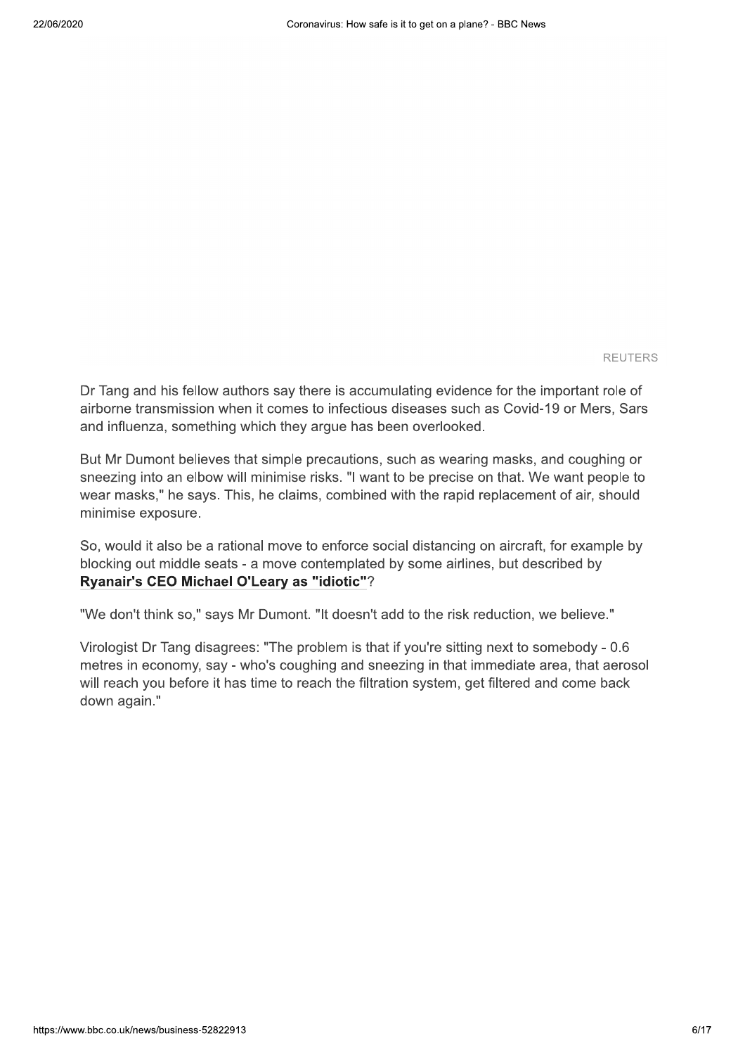REUTERS

Dr Tang and his fellow authors say there is accumulating evidence for the important role of airborne transmission when it comes to infectious diseases such as Covid-19 or Mers, Sars and influenza, something which they argue has been overlooked.

But Mr Dumont believes that simple precautions, such as wearing masks, and coughing or sneezing into an elbow will minimise risks. "I want to be precise on that. We want people to wear masks," he says. This, he claims, combined with the rapid replacement of air, should minimise exposure.

So, would it also be a rational move to enforce social distancing on aircraft, for example by blocking out middle seats - a move contemplated by some airlines, but described by **Ryanair's CEO Michael O'Leary as "idiotic"**?

"We don't think so," says Mr Dumont. "It doesn't add to the risk reduction, we believe."

Virologist Dr Tang disagrees: "The problem is that if you're sitting next to somebody - 0.6 metres in economy, say - who's coughing and sneezing in that immediate area, that aerosol will reach you before it has time to reach the filtration system, get filtered and come back down again."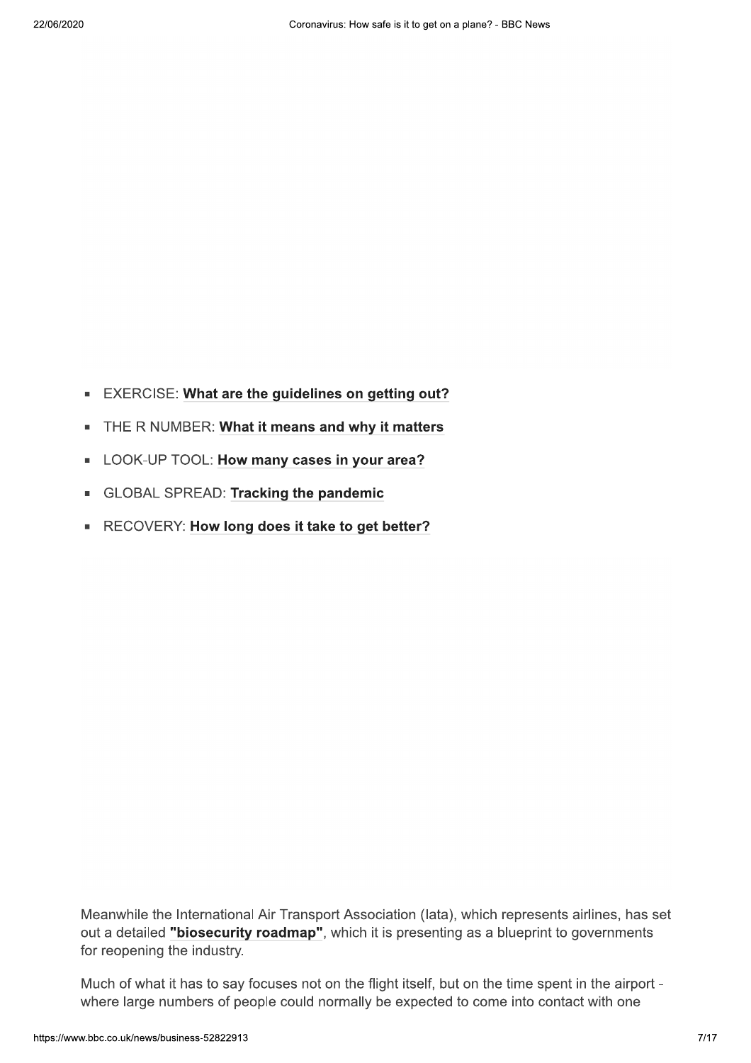- EXERCISE: **What are the guidelines on getting out?**
- THE R NUMBER: **What it means and why it matters**
- LOOK-UP TOOL: **How many cases in your area?**
- GLOBAL SPREAD: **Tracking the pandemic**
- RECOVERY: **How long does it take to get better?**

Meanwhile the International Air Transport Association (Iata), which represents airlines, has set out a detailed **"biosecurity roadmap"**, which it is presenting as a blueprint to governments for reopening the industry.

Much of what it has to say focuses not on the flight itself, but on the time spent in the airport - where large numbers of people could normally be expected to come into contact with one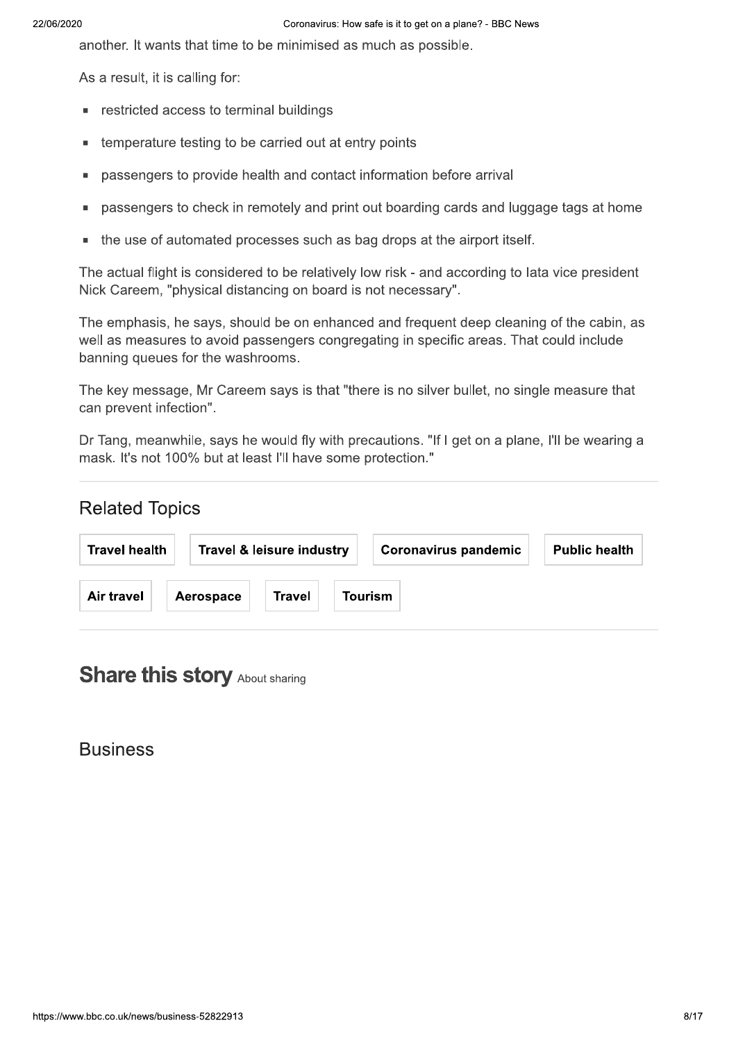another. It wants that time to be minimised as much as possible.

As a result, it is calling for:

- restricted access to terminal buildings
- temperature testing to be carried out at entry points
- passengers to provide health and contact information before arrival
- passengers to check in remotely and print out boarding cards and luggage tags at home
- the use of automated processes such as bag drops at the airport itself.

The actual flight is considered to be relatively low risk - and according to Iata vice president Nick Careem, "physical distancing on board is not necessary".

The emphasis, he says, should be on enhanced and frequent deep cleaning of the cabin, as well as measures to avoid passengers congregating in specific areas. That could include banning queues for the washrooms.

The key message, Mr Careem says is that "there is no silver bullet, no single measure that can prevent infection".

Dr Tang, meanwhile, says he would fly with precautions. "If I get on a plane, I'll be wearing a mask. It's not 100% but at least I'll have some protection."

## Related Topics

**Travel health** | **Travel & leisure industry** | **Coronavirus pandemic** | **Public health** | **Air travel** | **Aerospace** | **Travel** | **Tourism**

## Share this story About sharing

## Business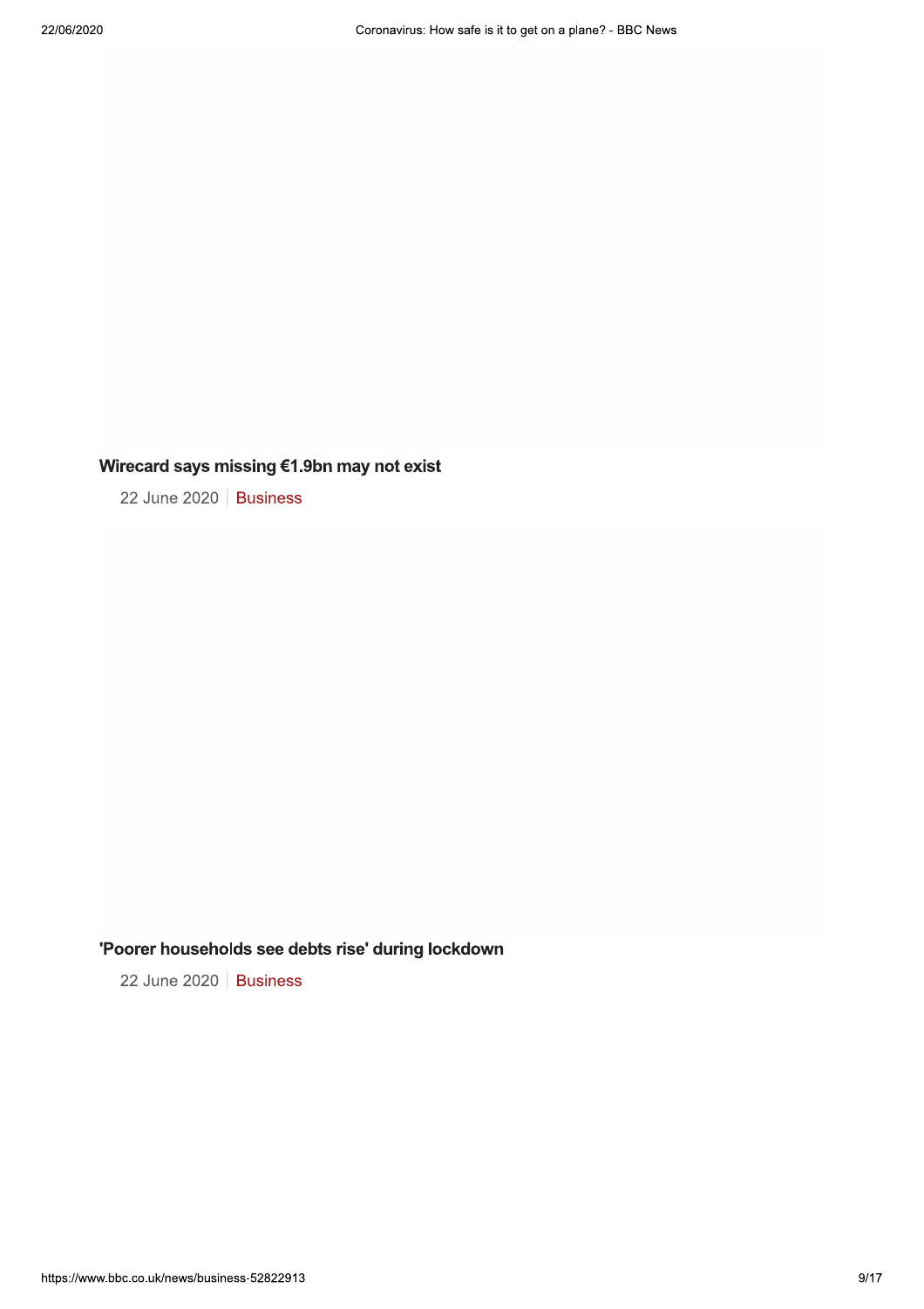### Wirecard says missing €1.9bn may not exist

22 June 2020 | Business

### 'Poorer households see debts rise' during lockdown

22 June 2020 | Business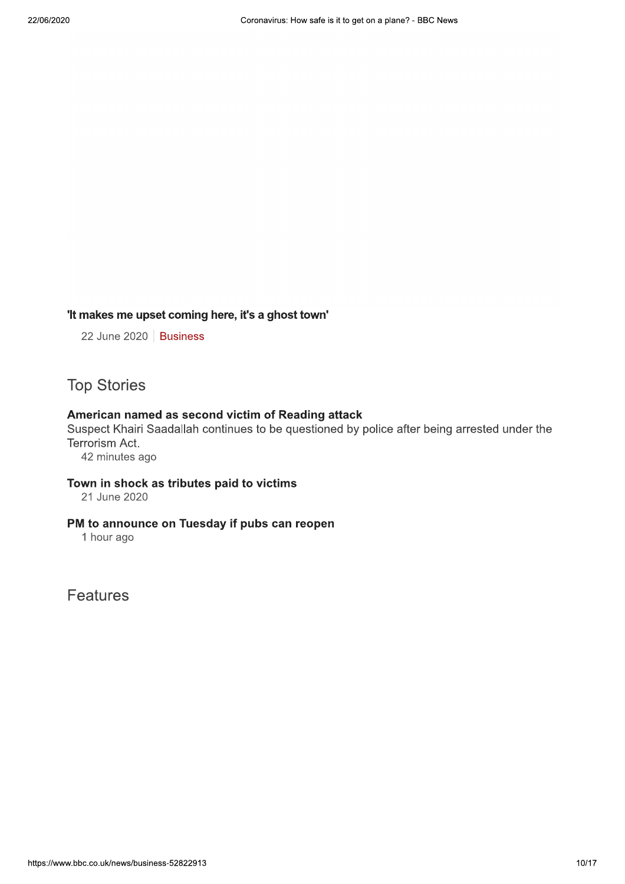**'It makes me upset coming here, it's a ghost town'**

22 June 2020 | Business

## Top Stories

**American named as second victim of Reading attack**

Suspect Khairi Saadallah continues to be questioned by police after being arrested under the Terrorism Act.

42 minutes ago

**Town in shock as tributes paid to victims**

21 June 2020

**PM to announce on Tuesday if pubs can reopen**

1 hour ago

## Features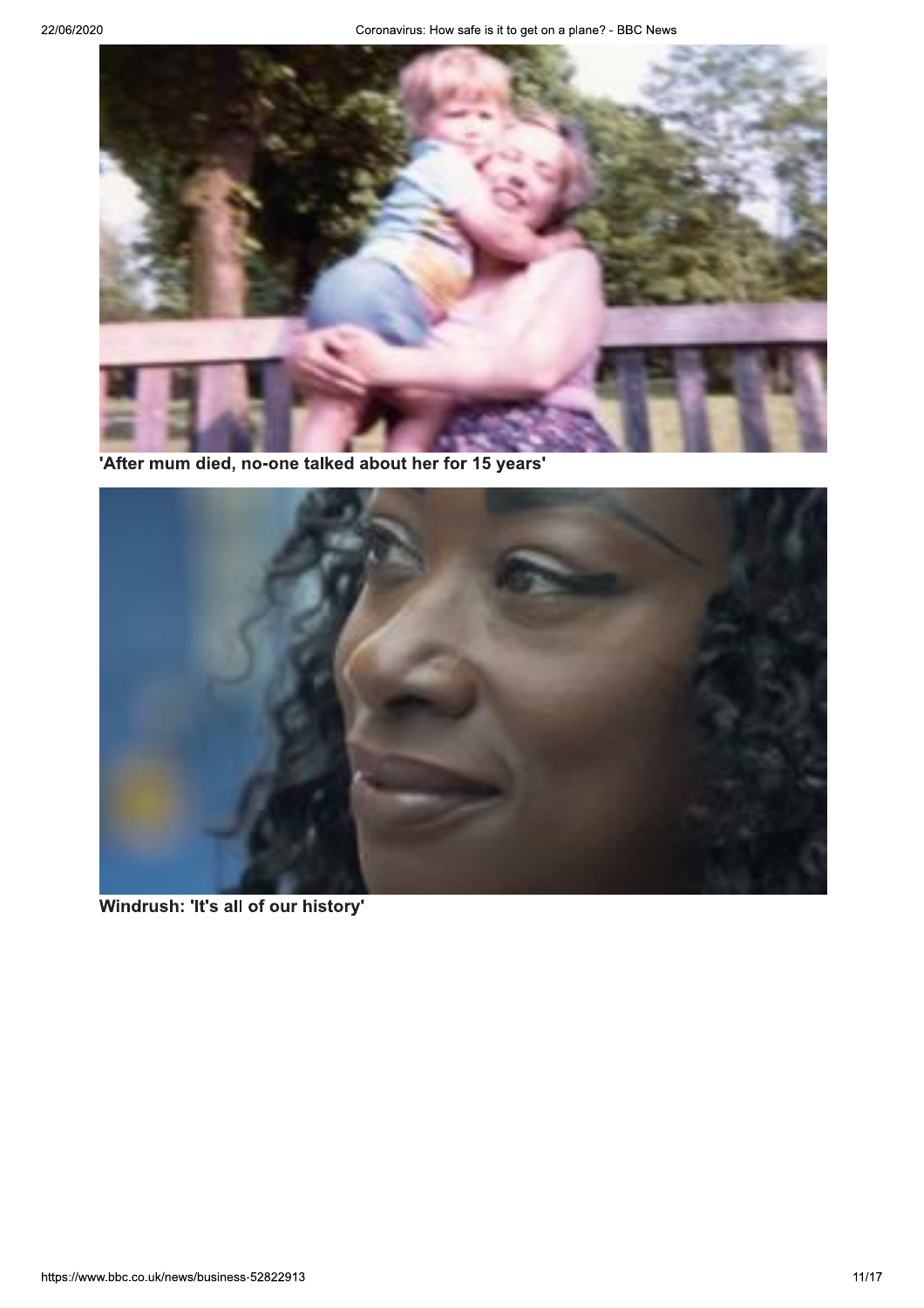**'After mum died, no-one talked about her for 15 years'**

**Windrush: 'It's all of our history'**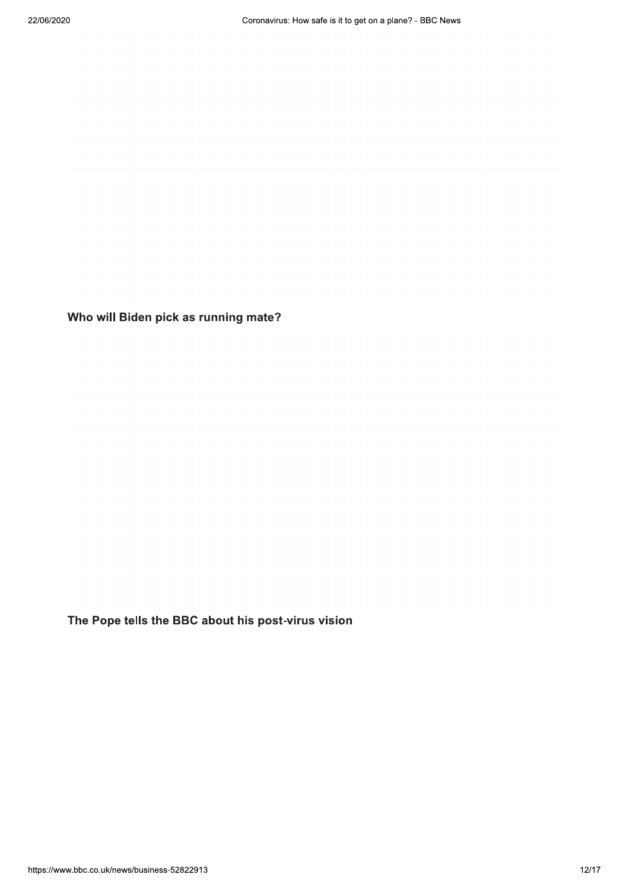**Who will Biden pick as running mate?**

**The Pope tells the BBC about his post-virus vision**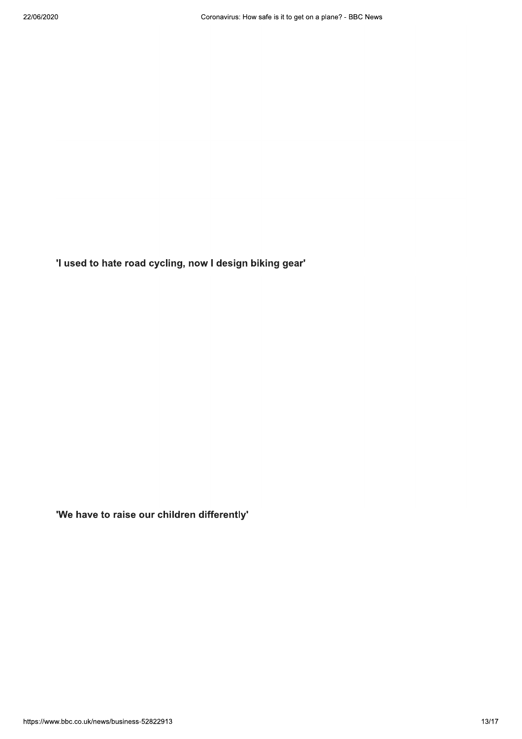**'I used to hate road cycling, now I design biking gear'**

**'We have to raise our children differently'**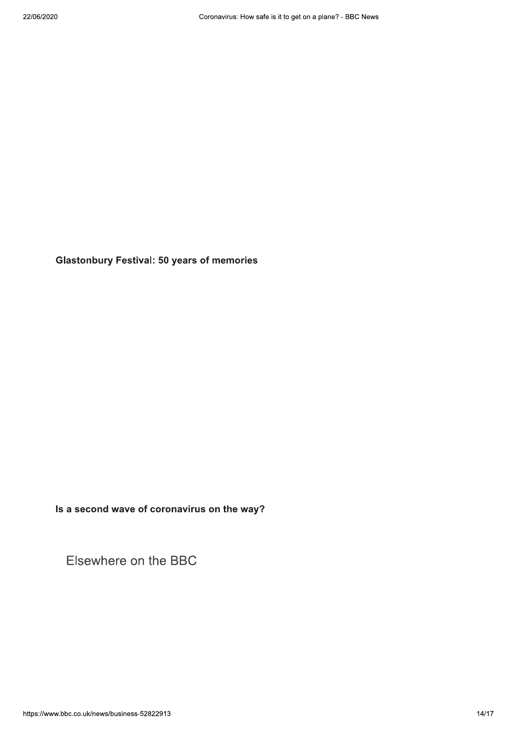**Glastonbury Festival: 50 years of memories**

**Is a second wave of coronavirus on the way?**

## Elsewhere on the BBC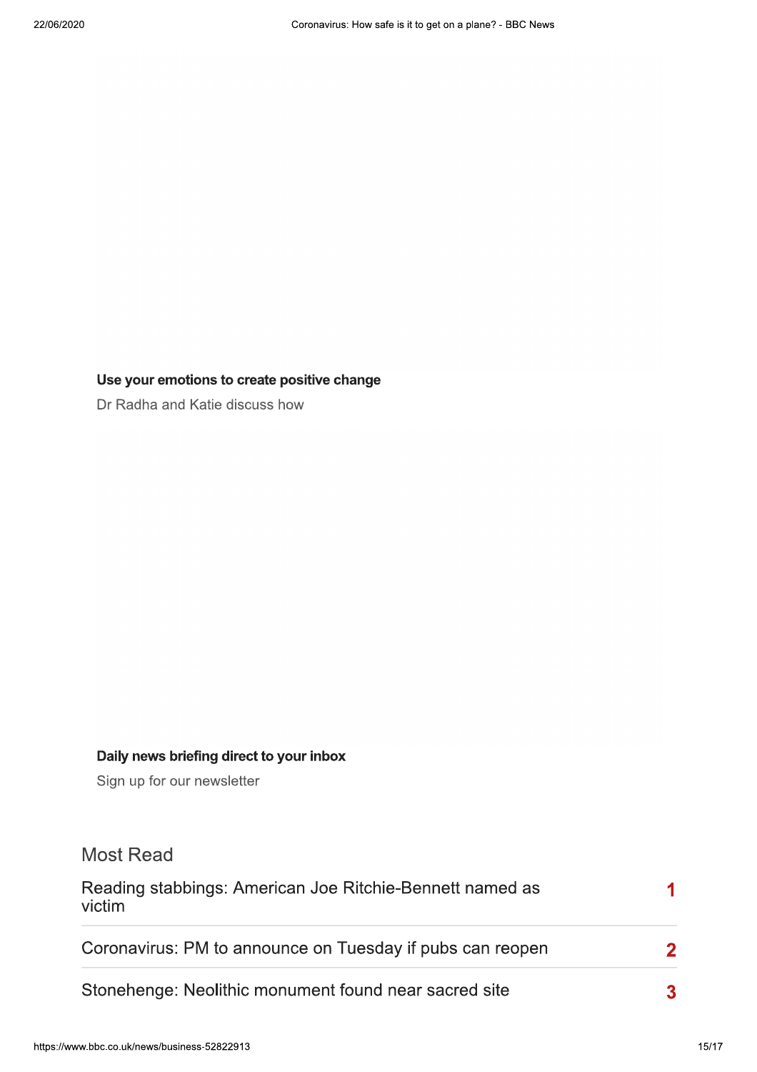**Use your emotions to create positive change**

Dr Radha and Katie discuss how

**Daily news briefing direct to your inbox**

Sign up for our newsletter

## Most Read

1. Reading stabbings: American Joe Ritchie-Bennett named as victim
2. Coronavirus: PM to announce on Tuesday if pubs can reopen
3. Stonehenge: Neolithic monument found near sacred site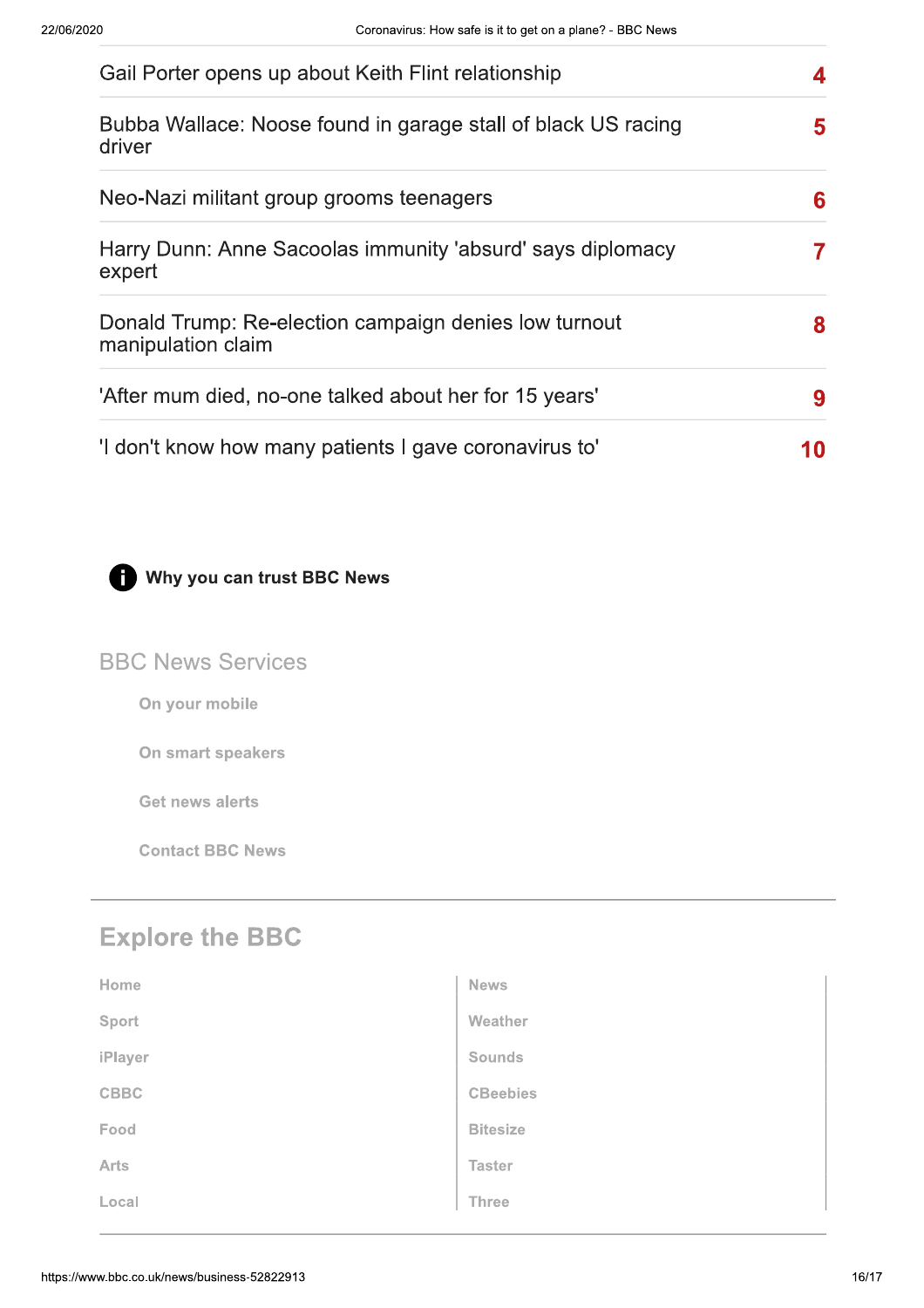Gail Porter opens up about Keith Flint relationship 4

Bubba Wallace: Noose found in garage stall of black US racing driver 5

Neo-Nazi militant group grooms teenagers 6

Harry Dunn: Anne Sacoolas immunity 'absurd' says diplomacy expert 7

Donald Trump: Re-election campaign denies low turnout manipulation claim 8

'After mum died, no-one talked about her for 15 years' 9

'I don't know how many patients I gave coronavirus to' 10

**Why you can trust BBC News**

## BBC News Services

- On your mobile
- On smart speakers
- Get news alerts
- Contact BBC News

## Explore the BBC

| | |
|---|---|
| Home | News |
| Sport | Weather |
| iPlayer | Sounds |
| CBBC | CBeebies |
| Food | Bitesize |
| Arts | Taster |
| Local | Three |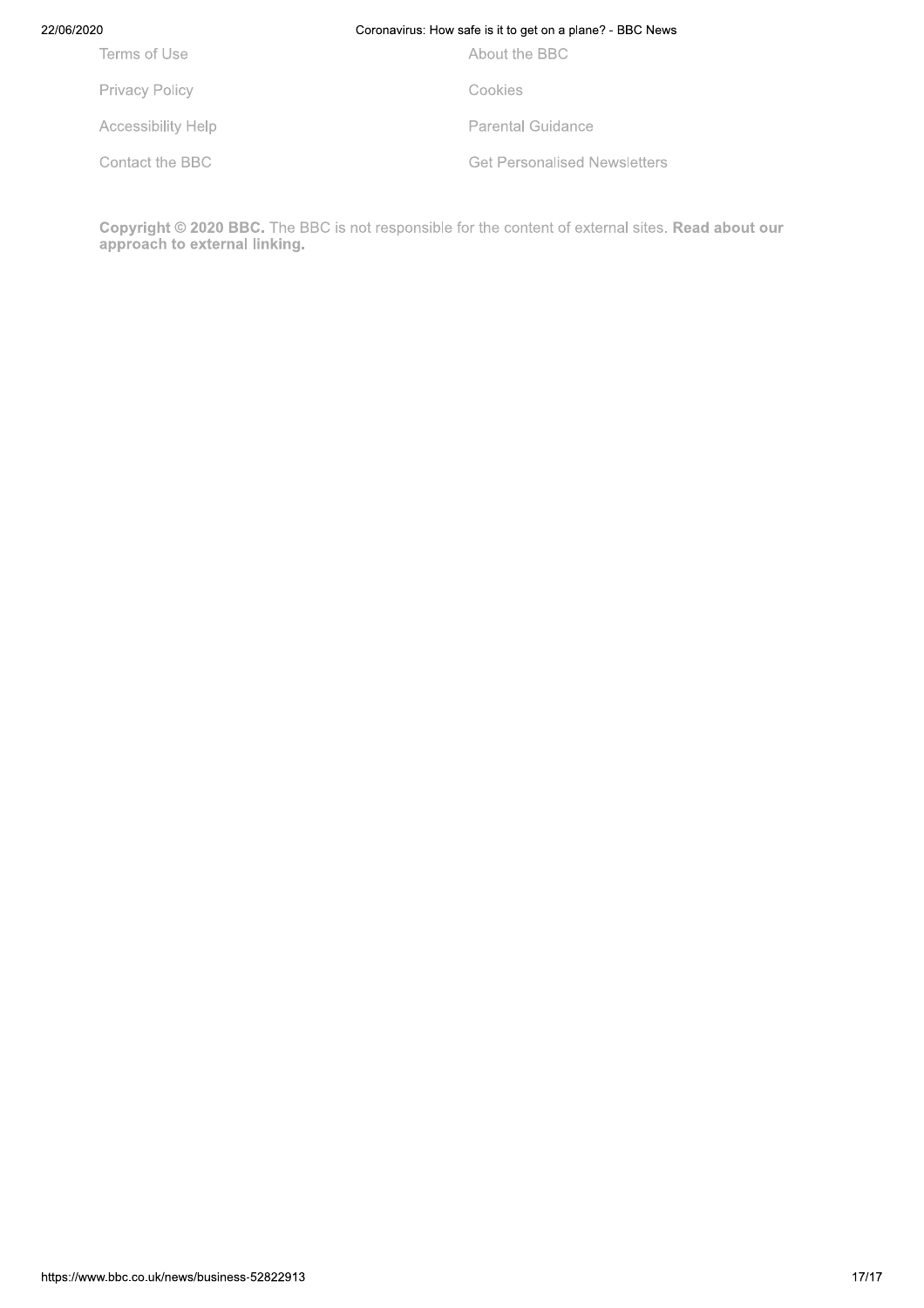Terms of Use

About the BBC

Privacy Policy

Cookies

Accessibility Help

Parental Guidance

Contact the BBC

Get Personalised Newsletters

**Copyright © 2020 BBC.** The BBC is not responsible for the content of external sites. **Read about our approach to external linking.**